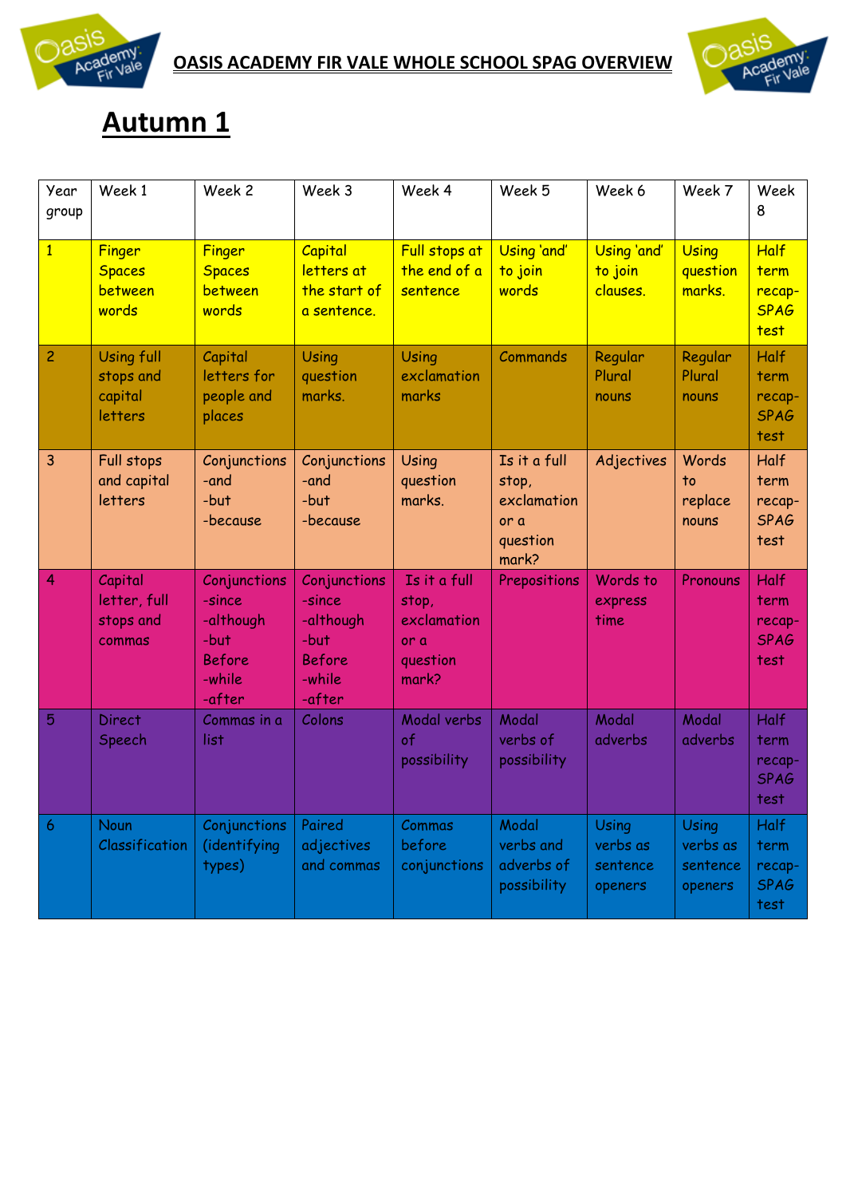# OASIS ACADEMY FIR VALE WHOLE SCHOOL SPAG OVERVIEW

## Autumn 1

| Year group | Week 1 | Week 2 | Week 3 | Week 4 | Week 5 | Week 6 | Week 7 | Week 8 |
|---|---|---|---|---|---|---|---|---|
| 1 | Finger Spaces between words | Finger Spaces between words | Capital letters at the start of a sentence. | Full stops at the end of a sentence | Using 'and' to join words | Using 'and' to join clauses. | Using question marks. | Half term recap- SPAG test |
| 2 | Using full stops and capital letters | Capital letters for people and places | Using question marks. | Using exclamation marks | Commands | Regular Plural nouns | Regular Plural nouns | Half term recap- SPAG test |
| 3 | Full stops and capital letters | Conjunctions -and -but -because | Conjunctions -and -but -because | Using question marks. | Is it a full stop, exclamation or a question mark? | Adjectives | Words to replace nouns | Half term recap- SPAG test |
| 4 | Capital letter, full stops and commas | Conjunctions -since -although -but Before -while -after | Conjunctions -since -although -but Before -while -after | Is it a full stop, exclamation or a question mark? | Prepositions | Words to express time | Pronouns | Half term recap- SPAG test |
| 5 | Direct Speech | Commas in a list | Colons | Modal verbs of possibility | Modal verbs of possibility | Modal adverbs | Modal adverbs | Half term recap- SPAG test |
| 6 | Noun Classification | Conjunctions (identifying types) | Paired adjectives and commas | Commas before conjunctions | Modal verbs and adverbs of possibility | Using verbs as sentence openers | Using verbs as sentence openers | Half term recap- SPAG test |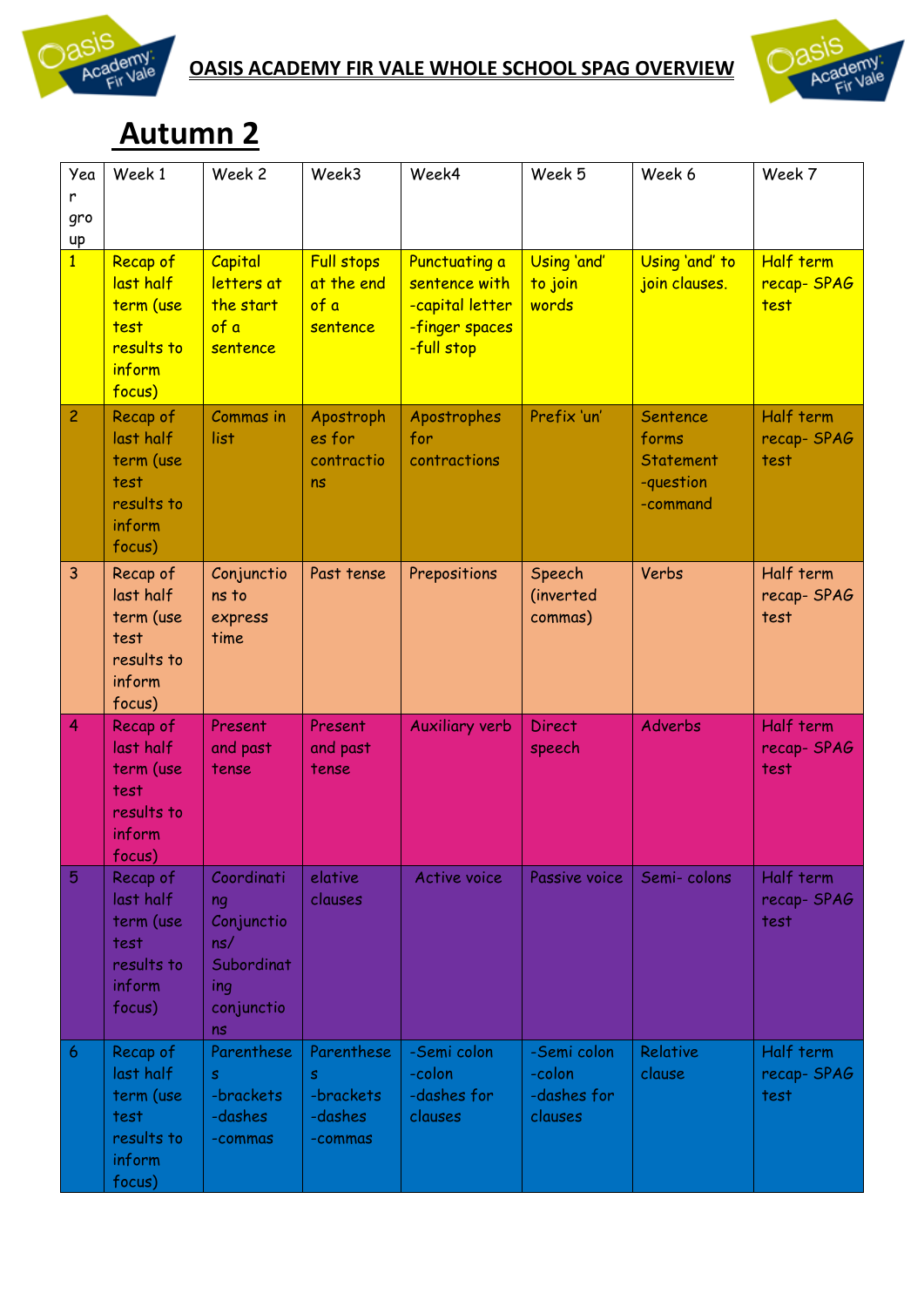# OASIS ACADEMY FIR VALE WHOLE SCHOOL SPAG OVERVIEW

## Autumn 2

| Year group | Week 1 | Week 2 | Week3 | Week4 | Week 5 | Week 6 | Week 7 |
|---|---|---|---|---|---|---|---|
| 1 | Recap of last half term (use test results to inform focus) | Capital letters at the start of a sentence | Full stops at the end of a sentence | Punctuating a sentence with -capital letter -finger spaces -full stop | Using 'and' to join words | Using 'and' to join clauses. | Half term recap- SPAG test |
| 2 | Recap of last half term (use test results to inform focus) | Commas in list | Apostrophes for contractions | Apostrophes for contractions | Prefix 'un' | Sentence forms Statement -question -command | Half term recap- SPAG test |
| 3 | Recap of last half term (use test results to inform focus) | Conjunctions to express time | Past tense | Prepositions | Speech (inverted commas) | Verbs | Half term recap- SPAG test |
| 4 | Recap of last half term (use test results to inform focus) | Present and past tense | Present and past tense | Auxiliary verb | Direct speech | Adverbs | Half term recap- SPAG test |
| 5 | Recap of last half term (use test results to inform focus) | Coordinating Conjunctions/ Subordinating conjunctions | elative clauses | Active voice | Passive voice | Semi- colons | Half term recap- SPAG test |
| 6 | Recap of last half term (use test results to inform focus) | Parentheses -brackets -dashes -commas | Parentheses -brackets -dashes -commas | -Semi colon -colon -dashes for clauses | -Semi colon -colon -dashes for clauses | Relative clause | Half term recap- SPAG test |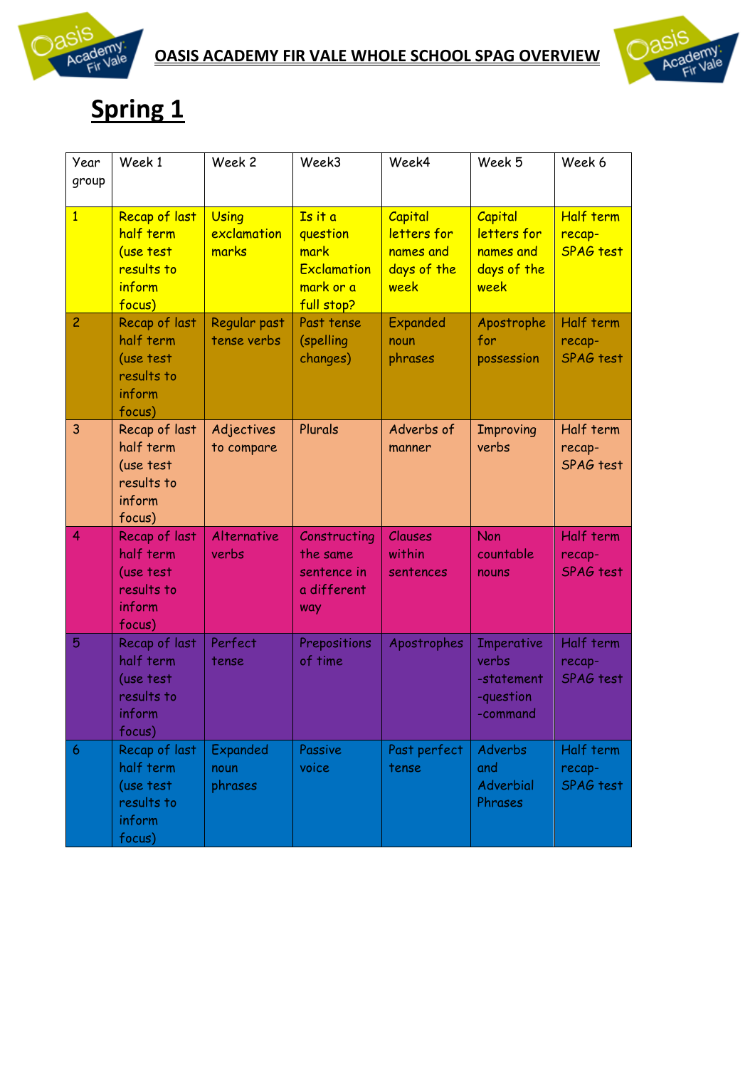# OASIS ACADEMY FIR VALE WHOLE SCHOOL SPAG OVERVIEW

## Spring 1

| Year group | Week 1 | Week 2 | Week3 | Week4 | Week 5 | Week 6 |
|---|---|---|---|---|---|---|
| 1 | Recap of last half term (use test results to inform focus) | Using exclamation marks | Is it a question mark Exclamation mark or a full stop? | Capital letters for names and days of the week | Capital letters for names and days of the week | Half term recap- SPAG test |
| 2 | Recap of last half term (use test results to inform focus) | Regular past tense verbs | Past tense (spelling changes) | Expanded noun phrases | Apostrophe for possession | Half term recap- SPAG test |
| 3 | Recap of last half term (use test results to inform focus) | Adjectives to compare | Plurals | Adverbs of manner | Improving verbs | Half term recap- SPAG test |
| 4 | Recap of last half term (use test results to inform focus) | Alternative verbs | Constructing the same sentence in a different way | Clauses within sentences | Non countable nouns | Half term recap- SPAG test |
| 5 | Recap of last half term (use test results to inform focus) | Perfect tense | Prepositions of time | Apostrophes | Imperative verbs -statement -question -command | Half term recap- SPAG test |
| 6 | Recap of last half term (use test results to inform focus) | Expanded noun phrases | Passive voice | Past perfect tense | Adverbs and Adverbial Phrases | Half term recap- SPAG test |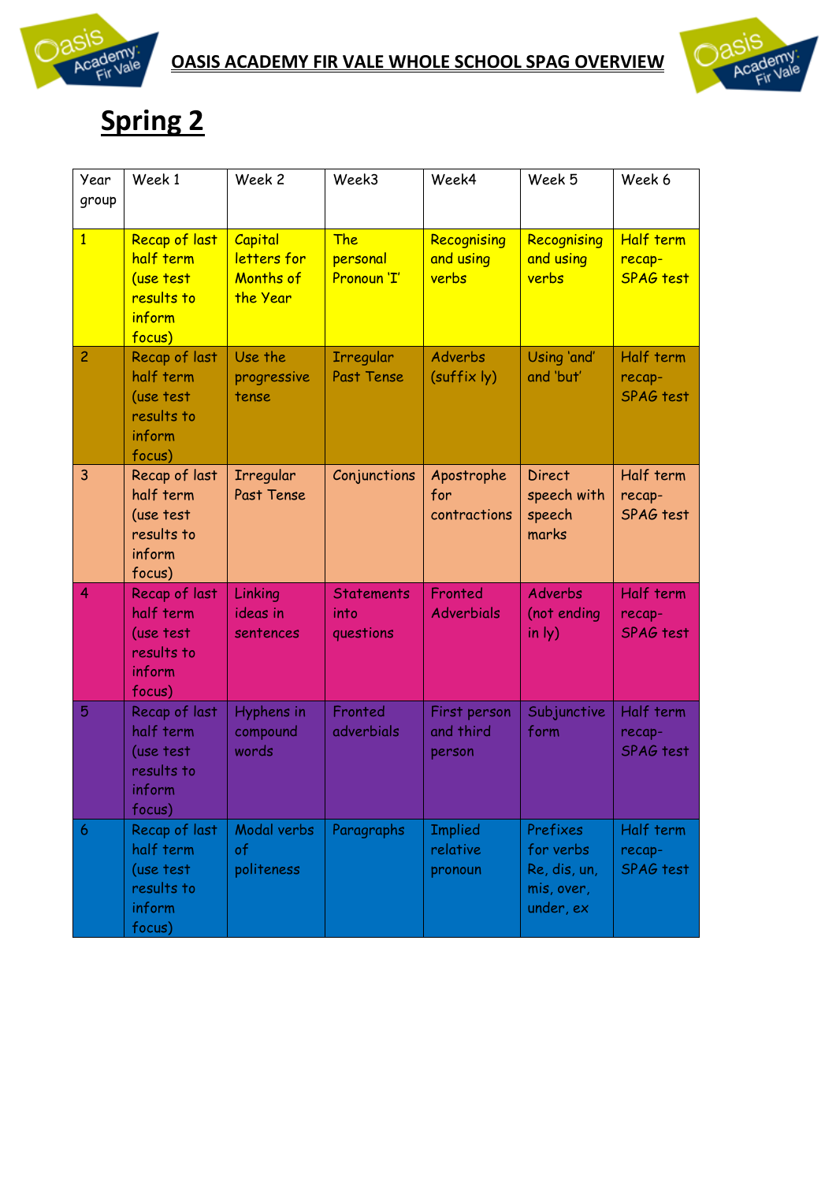# OASIS ACADEMY FIR VALE WHOLE SCHOOL SPAG OVERVIEW

## Spring 2

| Year group | Week 1 | Week 2 | Week3 | Week4 | Week 5 | Week 6 |
|---|---|---|---|---|---|---|
| 1 | Recap of last half term (use test results to inform focus) | Capital letters for Months of the Year | The personal Pronoun 'I' | Recognising and using verbs | Recognising and using verbs | Half term recap- SPAG test |
| 2 | Recap of last half term (use test results to inform focus) | Use the progressive tense | Irregular Past Tense | Adverbs (suffix ly) | Using 'and' and 'but' | Half term recap- SPAG test |
| 3 | Recap of last half term (use test results to inform focus) | Irregular Past Tense | Conjunctions | Apostrophe for contractions | Direct speech with speech marks | Half term recap- SPAG test |
| 4 | Recap of last half term (use test results to inform focus) | Linking ideas in sentences | Statements into questions | Fronted Adverbials | Adverbs (not ending in ly) | Half term recap- SPAG test |
| 5 | Recap of last half term (use test results to inform focus) | Hyphens in compound words | Fronted adverbials | First person and third person | Subjunctive form | Half term recap- SPAG test |
| 6 | Recap of last half term (use test results to inform focus) | Modal verbs of politeness | Paragraphs | Implied relative pronoun | Prefixes for verbs Re, dis, un, mis, over, under, ex | Half term recap- SPAG test |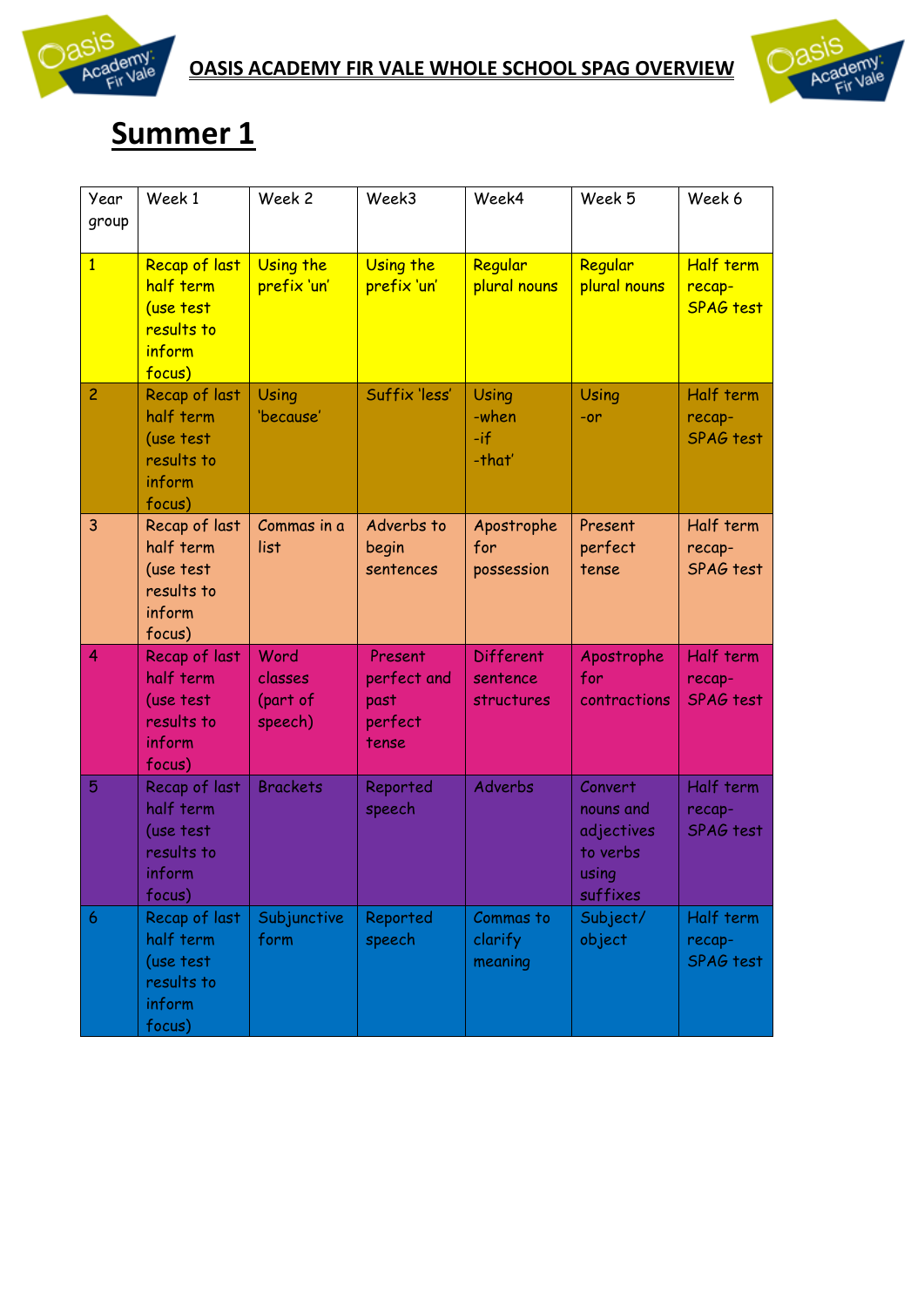# OASIS ACADEMY FIR VALE WHOLE SCHOOL SPAG OVERVIEW

## Summer 1

| Year group | Week 1 | Week 2 | Week3 | Week4 | Week 5 | Week 6 |
|---|---|---|---|---|---|---|
| 1 | Recap of last half term (use test results to inform focus) | Using the prefix 'un' | Using the prefix 'un' | Regular plural nouns | Regular plural nouns | Half term recap- SPAG test |
| 2 | Recap of last half term (use test results to inform focus) | Using 'because' | Suffix 'less' | Using -when -if -that' | Using -or | Half term recap- SPAG test |
| 3 | Recap of last half term (use test results to inform focus) | Commas in a list | Adverbs to begin sentences | Apostrophe for possession | Present perfect tense | Half term recap- SPAG test |
| 4 | Recap of last half term (use test results to inform focus) | Word classes (part of speech) | Present perfect and past perfect tense | Different sentence structures | Apostrophe for contractions | Half term recap- SPAG test |
| 5 | Recap of last half term (use test results to inform focus) | Brackets | Reported speech | Adverbs | Convert nouns and adjectives to verbs using suffixes | Half term recap- SPAG test |
| 6 | Recap of last half term (use test results to inform focus) | Subjunctive form | Reported speech | Commas to clarify meaning | Subject/ object | Half term recap- SPAG test |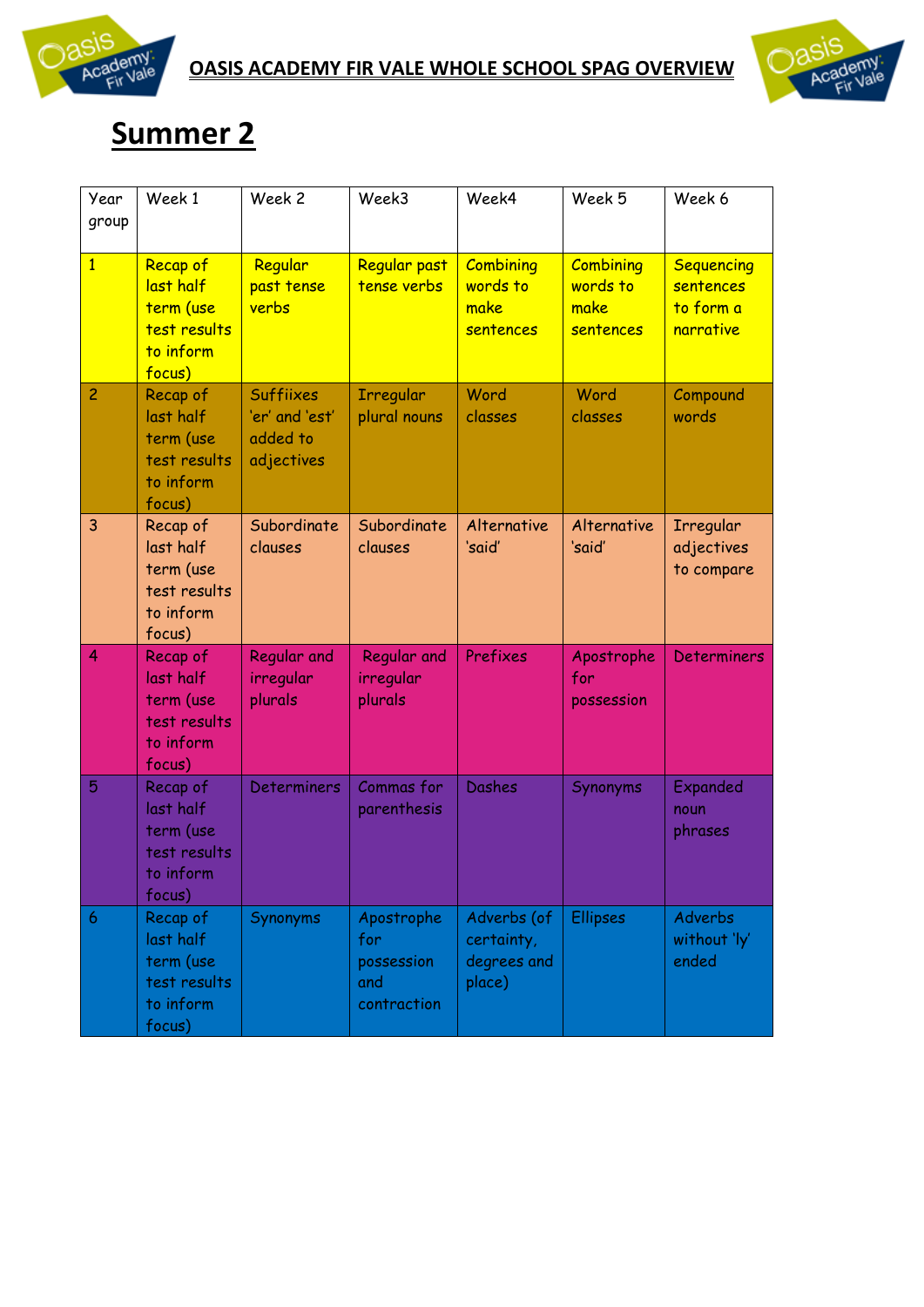# OASIS ACADEMY FIR VALE WHOLE SCHOOL SPAG OVERVIEW

## Summer 2

| Year group | Week 1 | Week 2 | Week3 | Week4 | Week 5 | Week 6 |
|---|---|---|---|---|---|---|
| 1 | Recap of last half term (use test results to inform focus) | Regular past tense verbs | Regular past tense verbs | Combining words to make sentences | Combining words to make sentences | Sequencing sentences to form a narrative |
| 2 | Recap of last half term (use test results to inform focus) | Suffiixes 'er' and 'est' added to adjectives | Irregular plural nouns | Word classes | Word classes | Compound words |
| 3 | Recap of last half term (use test results to inform focus) | Subordinate clauses | Subordinate clauses | Alternative 'said' | Alternative 'said' | Irregular adjectives to compare |
| 4 | Recap of last half term (use test results to inform focus) | Regular and irregular plurals | Regular and irregular plurals | Prefixes | Apostrophe for possession | Determiners |
| 5 | Recap of last half term (use test results to inform focus) | Determiners | Commas for parenthesis | Dashes | Synonyms | Expanded noun phrases |
| 6 | Recap of last half term (use test results to inform focus) | Synonyms | Apostrophe for possession and contraction | Adverbs (of certainty, degrees and place) | Ellipses | Adverbs without 'ly' ended |